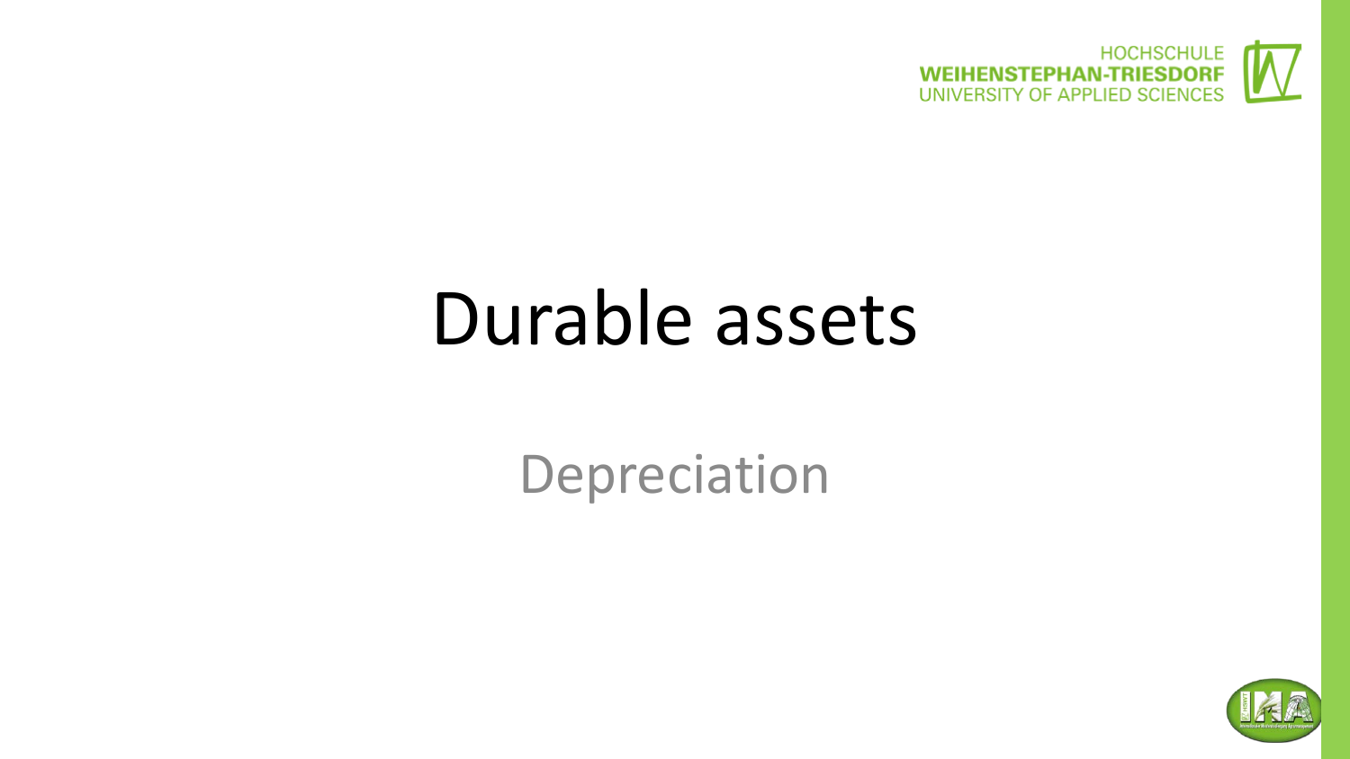# Durable assets

## Depreciation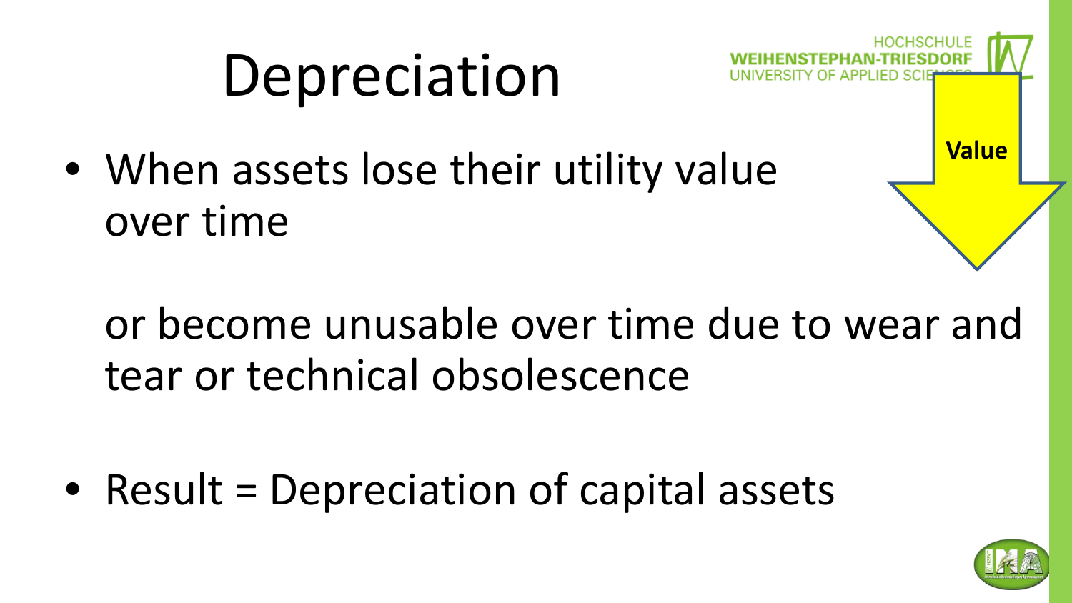# Depreciation

- When assets lose their utility value over time

  or become unusable over time due to wear and tear or technical obsolescence

- Result = Depreciation of capital assets

**Value**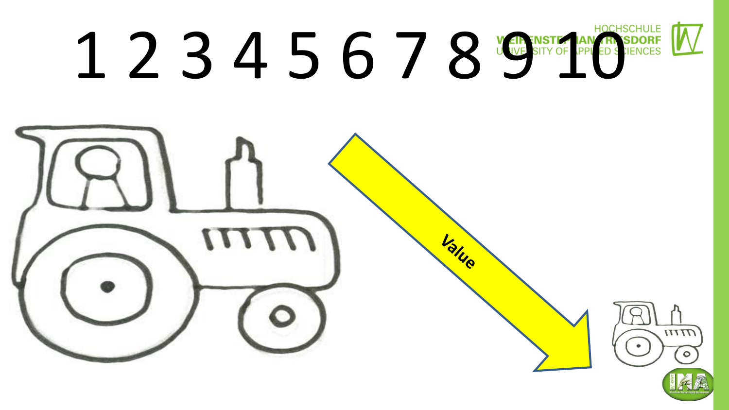# 1 2 3 4 5 6 7 8 9 10

Value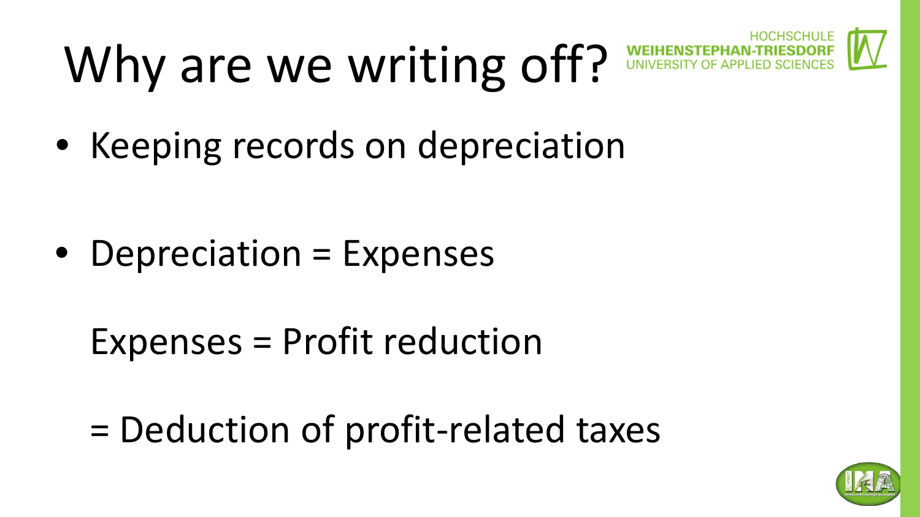# Why are we writing off?

- Keeping records on depreciation

- Depreciation = Expenses

  Expenses = Profit reduction

  = Deduction of profit-related taxes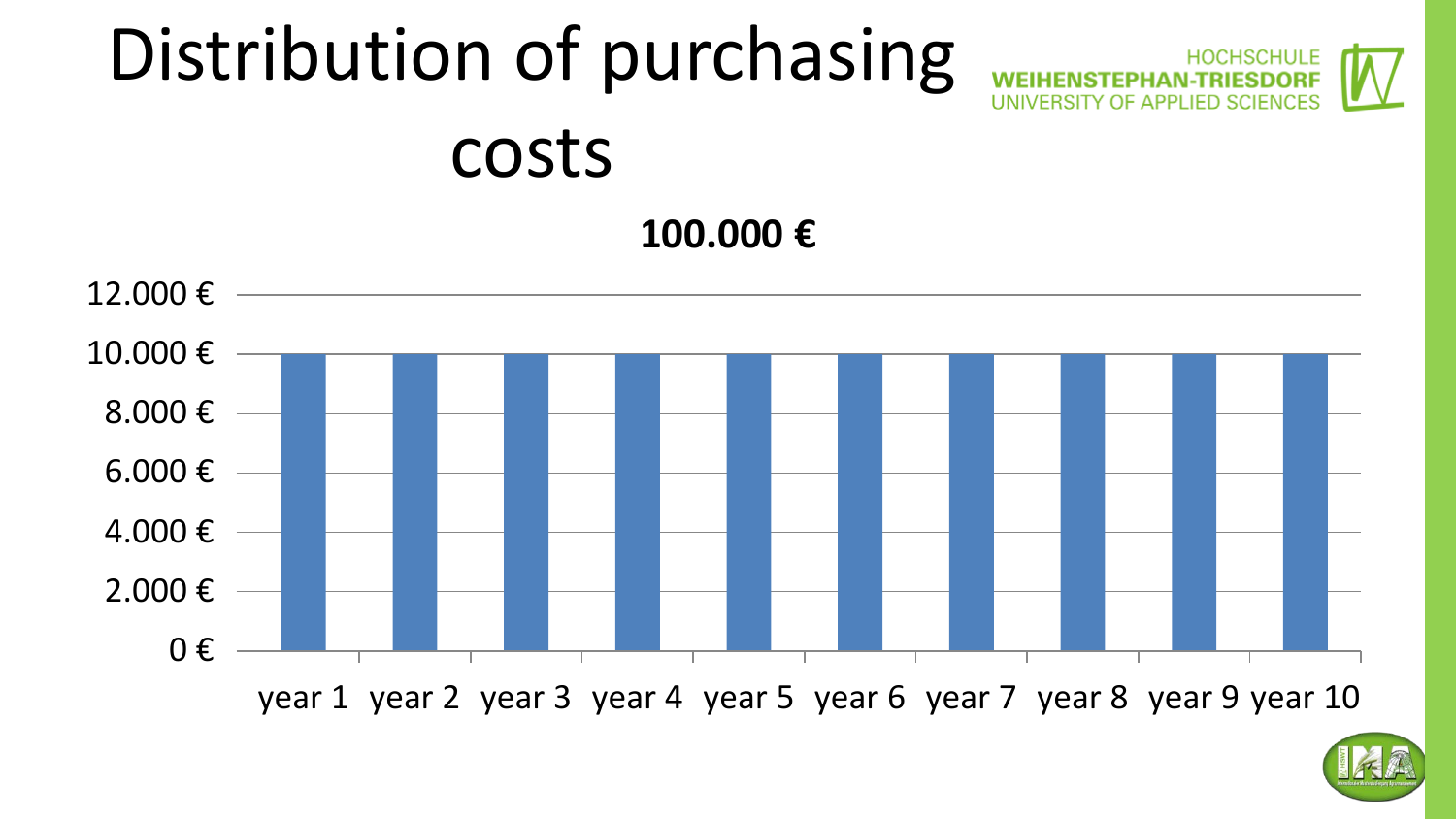# Distribution of purchasing costs

**100.000 €**

| | year 1 | year 2 | year 3 | year 4 | year 5 | year 6 | year 7 | year 8 | year 9 | year 10 |
|---|---|---|---|---|---|---|---|---|---|---|
| Purchasing costs | 10.000 € | 10.000 € | 10.000 € | 10.000 € | 10.000 € | 10.000 € | 10.000 € | 10.000 € | 10.000 € | 10.000 € |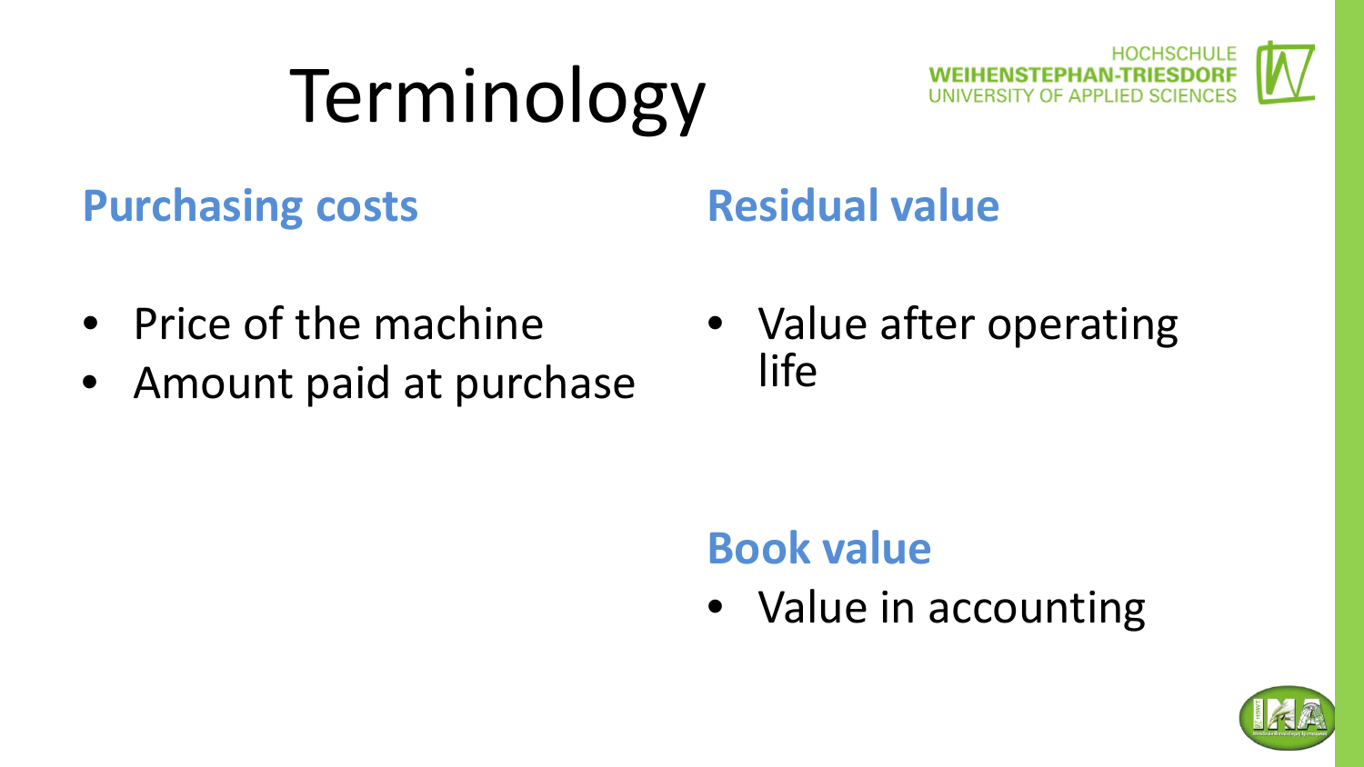# Terminology

## Purchasing costs

- Price of the machine
- Amount paid at purchase

## Residual value

- Value after operating life

## Book value

- Value in accounting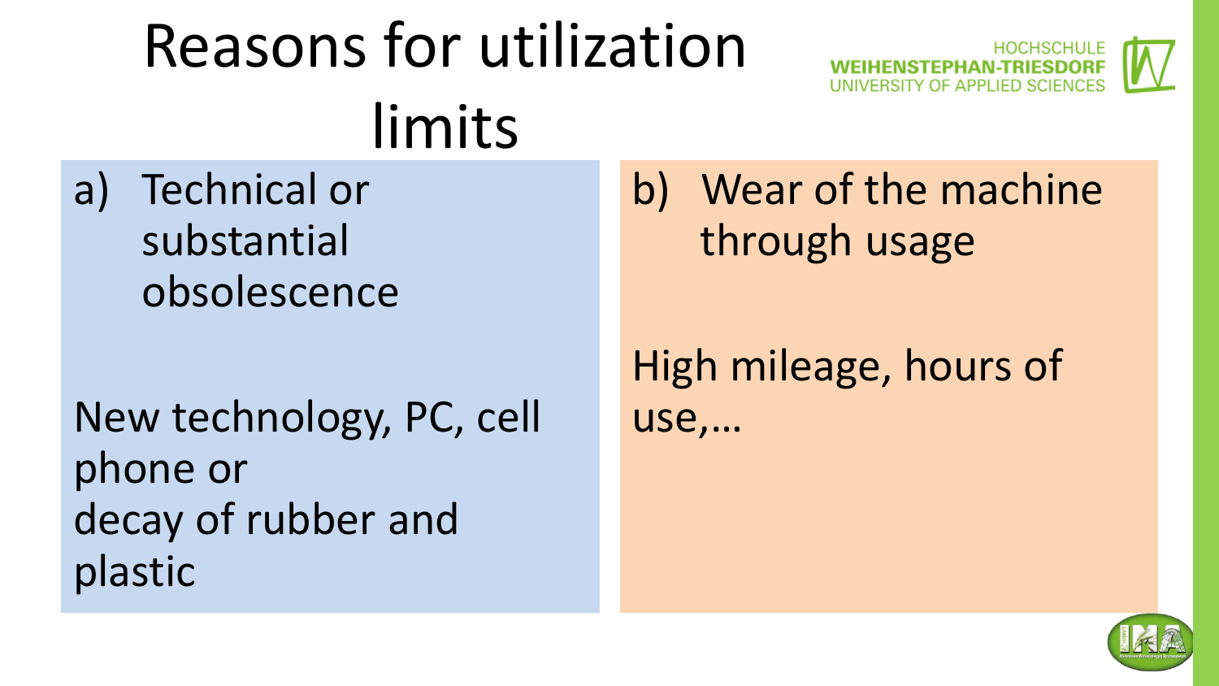# Reasons for utilization limits

a) Technical or substantial obsolescence

New technology, PC, cell phone or
decay of rubber and plastic

b) Wear of the machine through usage

High mileage, hours of use,…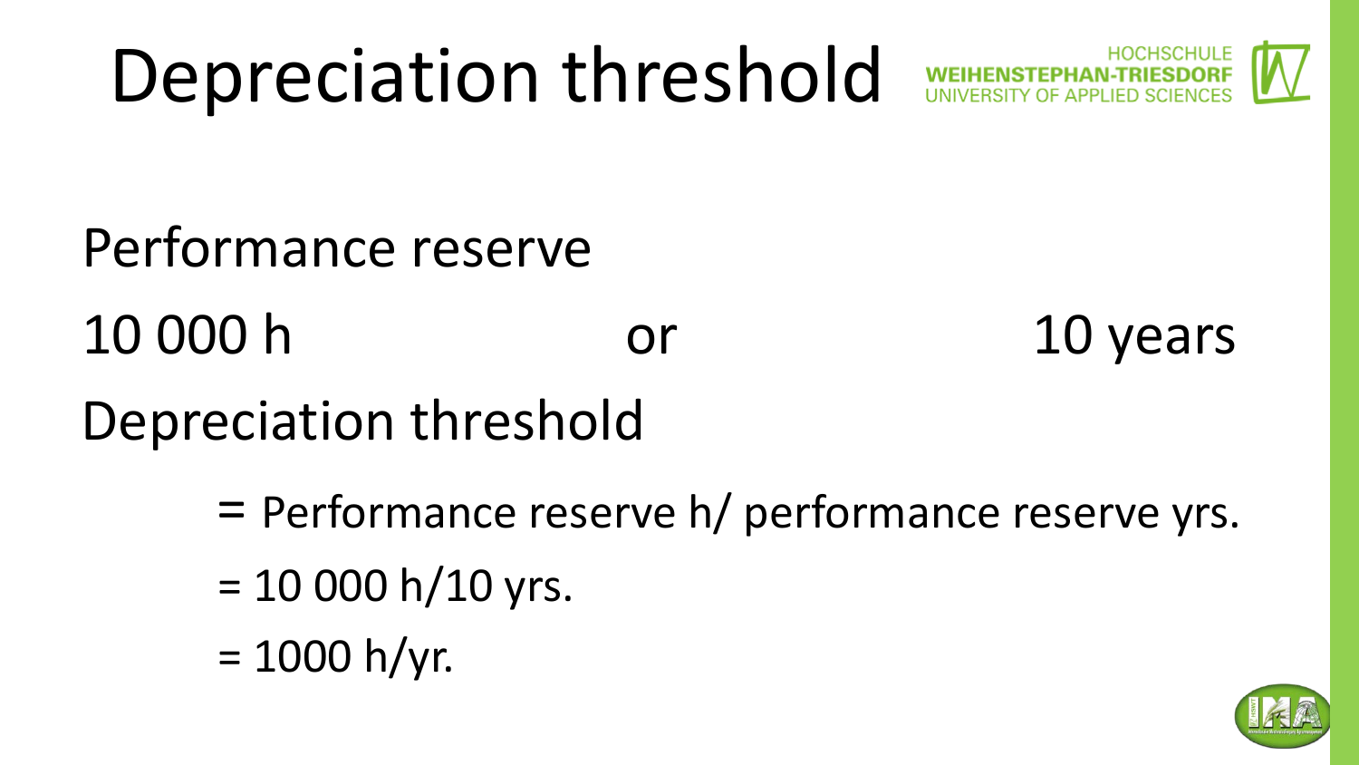# Depreciation threshold

Performance reserve

10 000 h or 10 years

Depreciation threshold

= Performance reserve h/ performance reserve yrs.

= 10 000 h/10 yrs.

= 1000 h/yr.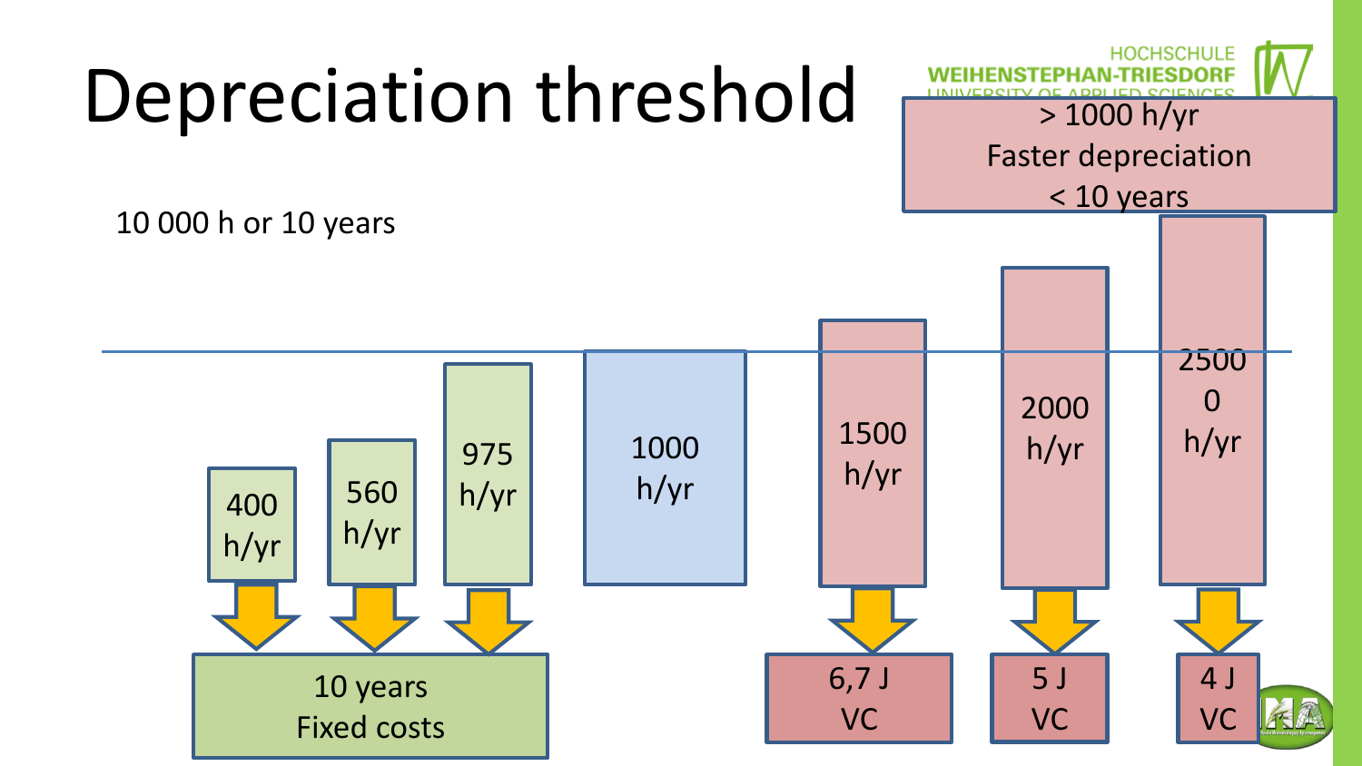# Depreciation threshold

10 000 h or 10 years

> 1000 h/yr
> Faster depreciation
> < 10 years

400 h/yr

560 h/yr

975 h/yr

1000 h/yr

1500 h/yr

2000 h/yr

2500
0
h/yr

10 years
Fixed costs

6,7 J
VC

5 J
VC

4 J
VC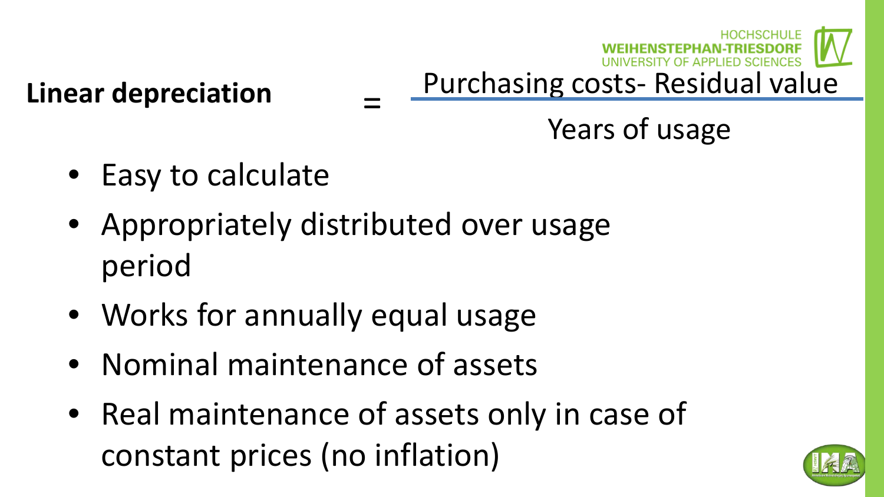**Linear depreciation** $= \dfrac{\text{Purchasing costs- Residual value}}{\text{Years of usage}}$

- Easy to calculate
- Appropriately distributed over usage period
- Works for annually equal usage
- Nominal maintenance of assets
- Real maintenance of assets only in case of constant prices (no inflation)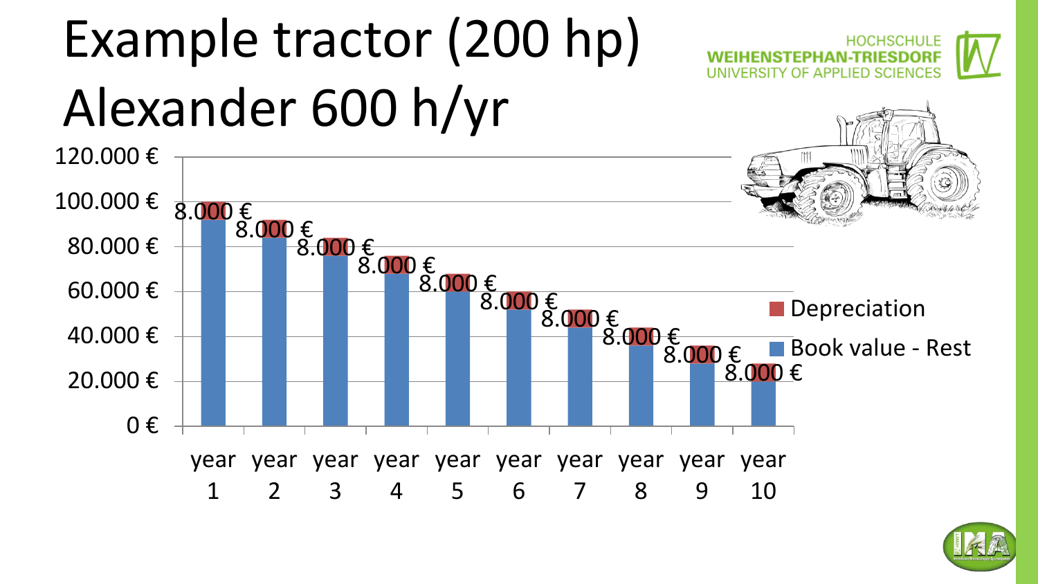# Example tractor (200 hp) Alexander 600 h/yr

| | Depreciation | Book value - Rest |
|---|---|---|
| year 1 | 8.000 € | |
| year 2 | 8.000 € | |
| year 3 | 8.000 € | |
| year 4 | 8.000 € | |
| year 5 | 8.000 € | |
| year 6 | 8.000 € | |
| year 7 | 8.000 € | |
| year 8 | 8.000 € | |
| year 9 | 8.000 € | |
| year 10 | 8.000 € | |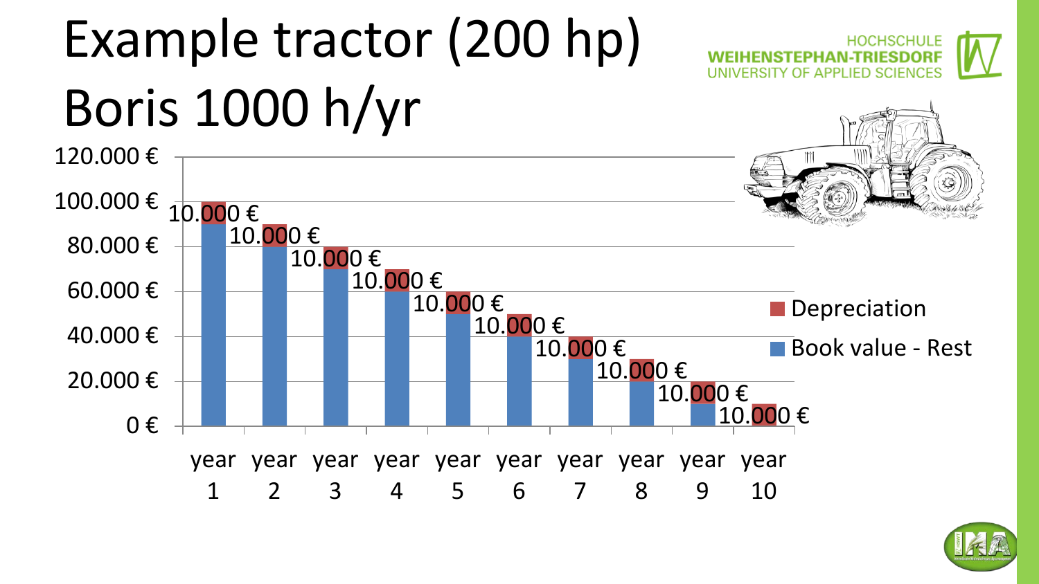# Example tractor (200 hp) Boris 1000 h/yr

| | Book value - Rest | Depreciation |
|---|---|---|
| year 1 | 90.000 € | 10.000 € |
| year 2 | 80.000 € | 10.000 € |
| year 3 | 70.000 € | 10.000 € |
| year 4 | 60.000 € | 10.000 € |
| year 5 | 50.000 € | 10.000 € |
| year 6 | 40.000 € | 10.000 € |
| year 7 | 30.000 € | 10.000 € |
| year 8 | 20.000 € | 10.000 € |
| year 9 | 10.000 € | 10.000 € |
| year 10 | 0 € | 10.000 € |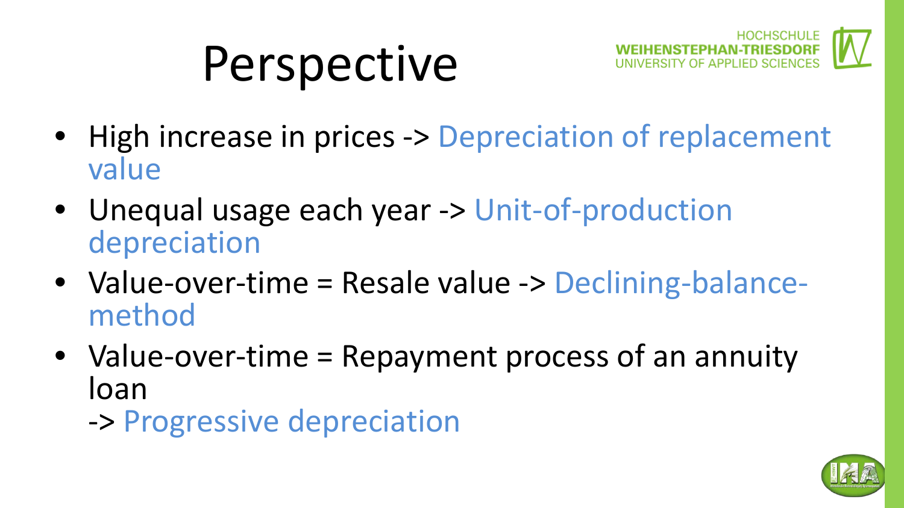# Perspective

- High increase in prices -> Depreciation of replacement value
- Unequal usage each year -> Unit-of-production depreciation
- Value-over-time = Resale value -> Declining-balance-method
- Value-over-time = Repayment process of an annuity loan
  -> Progressive depreciation